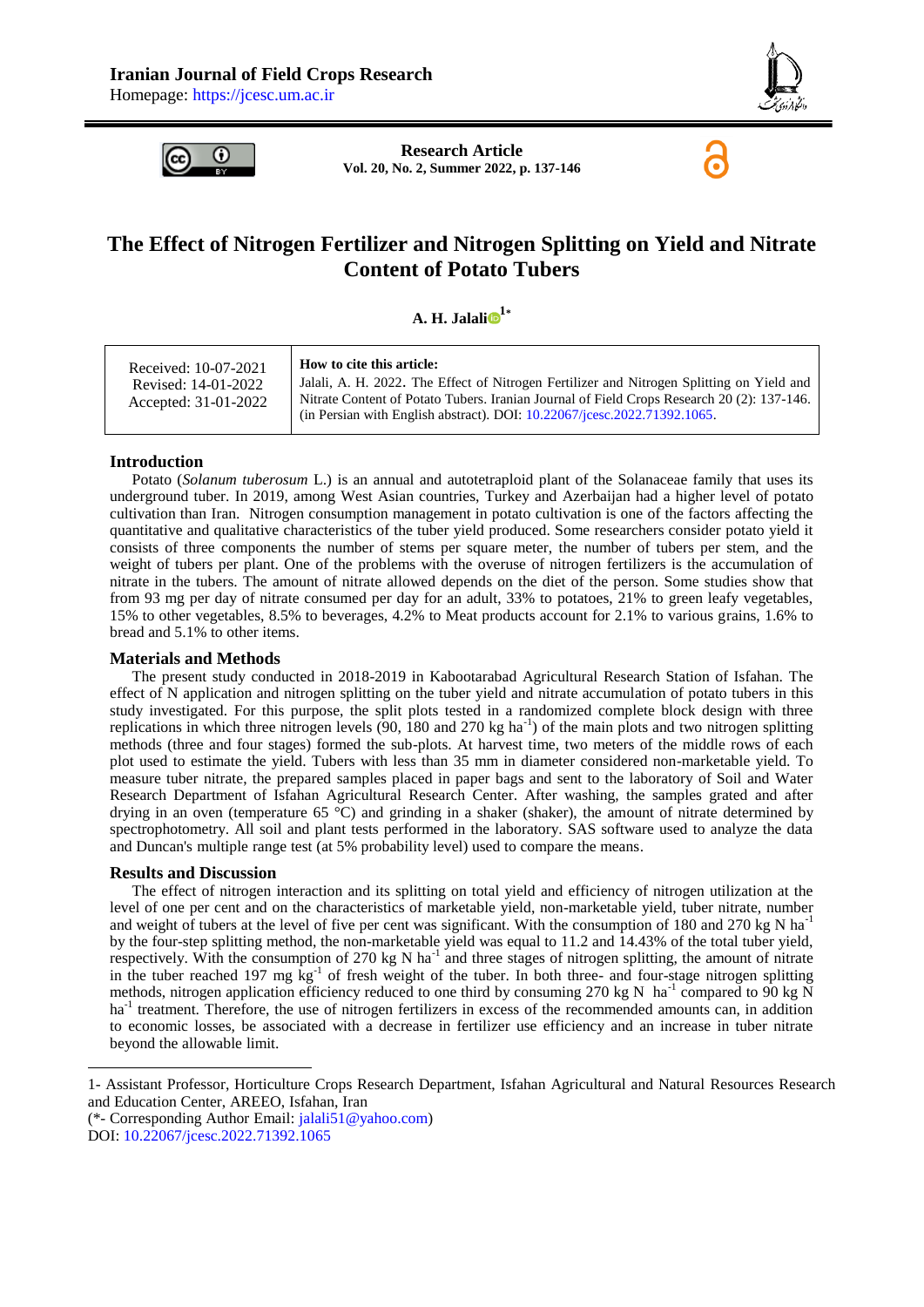Iranian Journal of Field Crops Research

Homepage: https://jcesc.um.ac.ir

**Research Article**

**Vol. 20, No. 2, Summer 2022, p. 137-146**

# The Effect of Nitrogen Fertilizer and Nitrogen Splitting on Yield and Nitrate Content of Potato Tubers

**A. H. Jalali[1*]**

| Received: 10-07-2021<br>Revised: 14-01-2022<br>Accepted: 31-01-2022 | **How to cite this article:**<br>Jalali, A. H. 2022. The Effect of Nitrogen Fertilizer and Nitrogen Splitting on Yield and Nitrate Content of Potato Tubers. Iranian Journal of Field Crops Research 20 (2): 137-146. (in Persian with English abstract). DOI: 10.22067/jcesc.2022.71392.1065. |
|---|---|

## Introduction

Potato (*Solanum tuberosum* L.) is an annual and autotetraploid plant of the Solanaceae family that uses its underground tuber. In 2019, among West Asian countries, Turkey and Azerbaijan had a higher level of potato cultivation than Iran. Nitrogen consumption management in potato cultivation is one of the factors affecting the quantitative and qualitative characteristics of the tuber yield produced. Some researchers consider potato yield it consists of three components the number of stems per square meter, the number of tubers per stem, and the weight of tubers per plant. One of the problems with the overuse of nitrogen fertilizers is the accumulation of nitrate in the tubers. The amount of nitrate allowed depends on the diet of the person. Some studies show that from 93 mg per day of nitrate consumed per day for an adult, 33% to potatoes, 21% to green leafy vegetables, 15% to other vegetables, 8.5% to beverages, 4.2% to Meat products account for 2.1% to various grains, 1.6% to bread and 5.1% to other items.

## Materials and Methods

The present study conducted in 2018-2019 in Kabootarabad Agricultural Research Station of Isfahan. The effect of N application and nitrogen splitting on the tuber yield and nitrate accumulation of potato tubers in this study investigated. For this purpose, the split plots tested in a randomized complete block design with three replications in which three nitrogen levels (90, 180 and 270 kg ha$^{-1}$) of the main plots and two nitrogen splitting methods (three and four stages) formed the sub-plots. At harvest time, two meters of the middle rows of each plot used to estimate the yield. Tubers with less than 35 mm in diameter considered non-marketable yield. To measure tuber nitrate, the prepared samples placed in paper bags and sent to the laboratory of Soil and Water Research Department of Isfahan Agricultural Research Center. After washing, the samples grated and after drying in an oven (temperature 65 °C) and grinding in a shaker (shaker), the amount of nitrate determined by spectrophotometry. All soil and plant tests performed in the laboratory. SAS software used to analyze the data and Duncan's multiple range test (at 5% probability level) used to compare the means.

## Results and Discussion

The effect of nitrogen interaction and its splitting on total yield and efficiency of nitrogen utilization at the level of one per cent and on the characteristics of marketable yield, non-marketable yield, tuber nitrate, number and weight of tubers at the level of five per cent was significant. With the consumption of 180 and 270 kg N ha$^{-1}$ by the four-step splitting method, the non-marketable yield was equal to 11.2 and 14.43% of the total tuber yield, respectively. With the consumption of 270 kg N ha$^{-1}$ and three stages of nitrogen splitting, the amount of nitrate in the tuber reached 197 mg kg$^{-1}$ of fresh weight of the tuber. In both three- and four-stage nitrogen splitting methods, nitrogen application efficiency reduced to one third by consuming 270 kg N ha$^{-1}$ compared to 90 kg N ha$^{-1}$ treatment. Therefore, the use of nitrogen fertilizers in excess of the recommended amounts can, in addition to economic losses, be associated with a decrease in fertilizer use efficiency and an increase in tuber nitrate beyond the allowable limit.

---

1- Assistant Professor, Horticulture Crops Research Department, Isfahan Agricultural and Natural Resources Research and Education Center, AREEO, Isfahan, Iran

(*- Corresponding Author Email: jalali51@yahoo.com)

DOI: 10.22067/jcesc.2022.71392.1065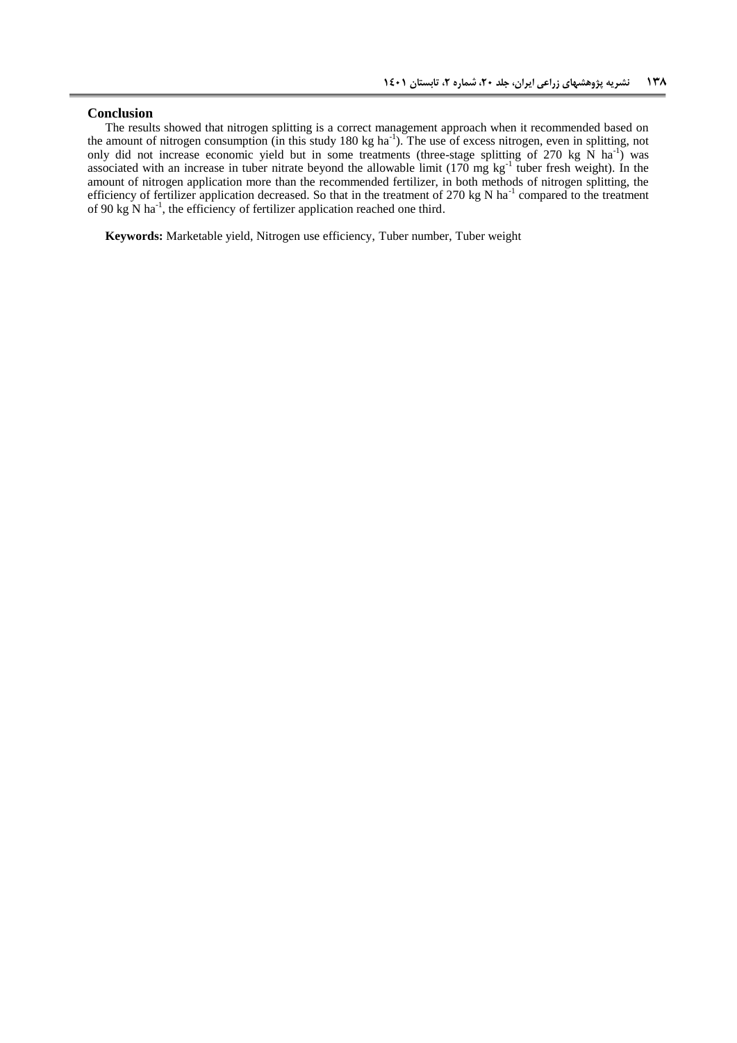## Conclusion

The results showed that nitrogen splitting is a correct management approach when it recommended based on the amount of nitrogen consumption (in this study 180 kg $ha^{-1}$). The use of excess nitrogen, even in splitting, not only did not increase economic yield but in some treatments (three-stage splitting of 270 kg N $ha^{-1}$) was associated with an increase in tuber nitrate beyond the allowable limit (170 mg $kg^{-1}$ tuber fresh weight). In the amount of nitrogen application more than the recommended fertilizer, in both methods of nitrogen splitting, the efficiency of fertilizer application decreased. So that in the treatment of 270 kg N $ha^{-1}$ compared to the treatment of 90 kg N $ha^{-1}$, the efficiency of fertilizer application reached one third.

**Keywords:** Marketable yield, Nitrogen use efficiency, Tuber number, Tuber weight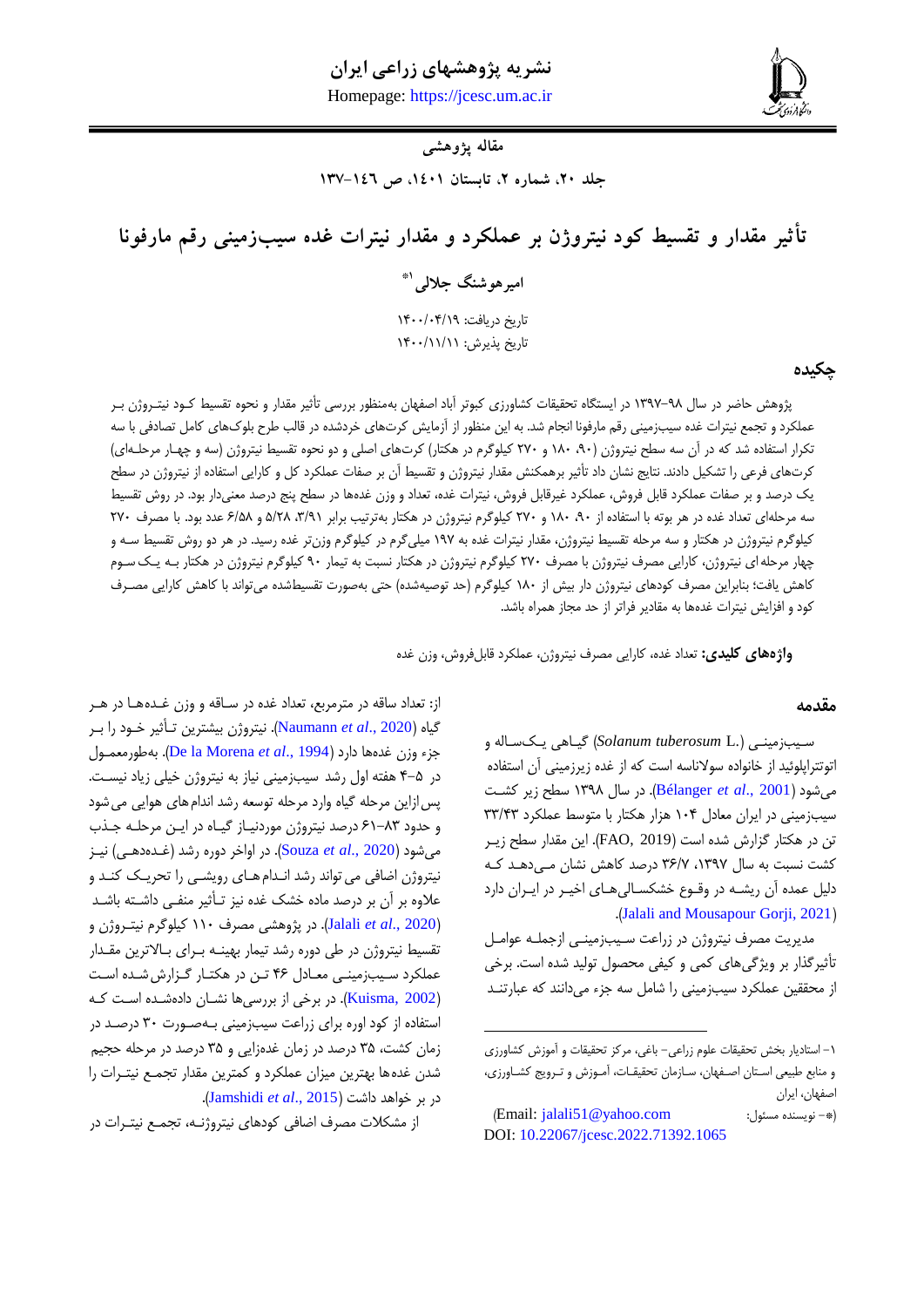# تأثیر مقدار و تقسیط کود نیتروژن بر عملکرد و مقدار نیترات غده سیب‌زمینی رقم مارفونا

**مقاله پژوهشی**

**امیرهوشنگ جلالی[1]***

تاریخ دریافت: ۱۴۰۰/۰۴/۱۹

تاریخ پذیرش: ۱۴۰۰/۱۱/۱۱

## چکیده

پژوهش حاضر در سال ۹۸-۱۳۹۷ در ایستگاه تحقیقات کشاورزی کبوتر آباد اصفهان به‌منظور بررسی تأثیر مقدار و نحوه تقسیط کـود نیتـروژن بـر عملکرد و تجمع نیترات غده سیب‌زمینی رقم مارفونا انجام شد. به این منظور از آزمایش کرت‌های خردشده در قالب طرح بلوک‌های کامل تصادفی با سه تکرار استفاده شد که در آن سه سطح نیتروژن (۹۰، ۱۸۰ و ۲۷۰ کیلوگرم در هکتار) کرت‌های اصلی و دو نحوه تقسیط نیتروژن (سه و چهـار مرحلـه‌ای) کرت‌های فرعی را تشکیل دادند. نتایج نشان داد تأثیر برهمکنش مقدار نیتروژن و تقسیط آن بر صفات عملکرد کل و کارایی استفاده از نیتروژن در سطح یک درصد و بر صفات عملکرد قابل فروش، عملکرد غیرقابل فروش، نیترات غده، تعداد و وزن غده‌ها در سطح پنج درصد معنی‌دار بود. در روش تقسیط سه مرحله‌ای تعداد غده در هر بوته با استفاده از ۹۰، ۱۸۰ و ۲۷۰ کیلوگرم نیتروژن در هکتار به‌ترتیب برابر ۳/۹۱، ۵/۲۸ و ۶/۵۸ عدد بود. با مصرف ۲۷۰ کیلوگرم نیتروژن در هکتار و سه مرحله تقسیط نیتروژن، مقدار نیترات غده به ۱۹۷ میلی‌گرم در کیلوگرم وزن‌تر غده رسید. در هر دو روش تقسیط سـه و چهار مرحله‌ای نیتروژن، کارایی مصرف نیتروژن با مصرف ۲۷۰ کیلوگرم نیتروژن در هکتار نسبت به تیمار ۹۰ کیلوگرم نیتروژن در هکتار بـه یـک سـوم کاهش یافت؛ بنابراین مصرف کودهای نیتروژن دار بیش از ۱۸۰ کیلوگرم (حد توصیه‌شده) حتی به‌صورت تقسیط‌شده می‌تواند با کاهش کارایی مصـرف کود و افزایش نیترات غده‌ها به مقادیر فراتر از حد مجاز همراه باشد.

**واژه‌های کلیدی:** تعداد غده، کارایی مصرف نیتروژن، عملکرد قابل‌فروش، وزن غده

## مقدمه

سـیب‌زمینـی (*Solanum tuberosum* L.) گیـاهی یـک‌سـاله و اتوتتراپلوئید از خانواده سولاناسه است که از غده زیرزمینی آن استفاده می‌شود (Bélanger *et al*., 2001). در سال ۱۳۹۸ سطح زیر کشـت سیب‌زمینی در ایران معادل ۱۰۴ هزار هکتار با متوسط عملکرد ۳۳/۴۳ تن در هکتار گزارش شده است (FAO, 2019). این مقدار سطح زیـر کشت نسبت به سال ۱۳۹۷، ۳۶/۷ درصد کاهش نشان مـی‌دهـد کـه دلیل عمده آن ریشـه در وقـوع خشکسـالی‌هـای اخیـر در ایـران دارد (Jalali and Mousapour Gorji, 2021).

مدیریت مصرف نیتروژن در زراعت سـیب‌زمینـی ازجملـه عوامـل تأثیرگذار بر ویژگی‌های کمی و کیفی محصول تولید شده است. برخی از محققین عملکرد سیب‌زمینی را شامل سه جزء می‌دانند که عبارتنـد از: تعداد ساقه در مترمربع، تعداد غده در سـاقه و وزن غـده‌هـا در هـر گیاه (Naumann *et al*., 2020). نیتروژن بیشترین تـأثیر خـود را بـر جزء وزن غده‌ها دارد (De la Morena *et al*., 1994). به‌طورمعمـول در ۵-۴ هفته اول رشد سیب‌زمینی نیاز به نیتروژن خیلی زیاد نیسـت. پس‌ازاین مرحله گیاه وارد مرحله توسعه رشد اندام‌های هوایی می‌شود و حدود ۸۳-۶۱ درصد نیتروژن موردنیـاز گیـاه در ایـن مرحلـه جـذب می‌شود (Souza *et al*., 2020). در اواخر دوره رشد (غـده‌دهـی) نیـز نیتروژن اضافی می‌تواند رشد انـدام‌هـای رویشـی را تحریـک کنـد و علاوه بر آن بر درصد ماده خشک غده نیز تـأثیر منفـی داشـته باشـد (Jalali *et al*., 2020). در پژوهشی مصرف ۱۱۰ کیلوگرم نیتـروژن و تقسیط نیتروژن در طی دوره رشد تیمار بهینـه بـرای بـالاترین مقـدار عملکرد سـیب‌زمینـی معـادل ۴۶ تـن در هکتـار گـزارش‌شـده اسـت (Kuisma, 2002). در برخی از بررسی‌ها نشـان داده‌شـده اسـت کـه استفاده از کود اوره برای زراعت سیب‌زمینی بـه‌صـورت ۳۰ درصـد در زمان کشت، ۳۵ درصد در زمان غده‌زایی و ۳۵ درصد در مرحله حجیم شدن غده‌ها بهترین میزان عملکرد و کمترین مقدار تجمـع نیتـرات را در بر خواهد داشت (Jamshidi *et al*., 2015).

از مشکلات مصرف اضافی کودهای نیتروژنـه، تجمـع نیتـرات در

---

۱- استادیار بخش تحقیقات علوم زراعی- باغی، مرکز تحقیقات و آموزش کشاورزی و منابع طبیعی اسـتان اصـفهان، سـازمان تحقیقـات، آمـوزش و تـرویج کشـاورزی، اصفهان، ایران

(*- نویسنده مسئول: Email: jalali51@yahoo.com)

DOI: 10.22067/jcesc.2022.71392.1065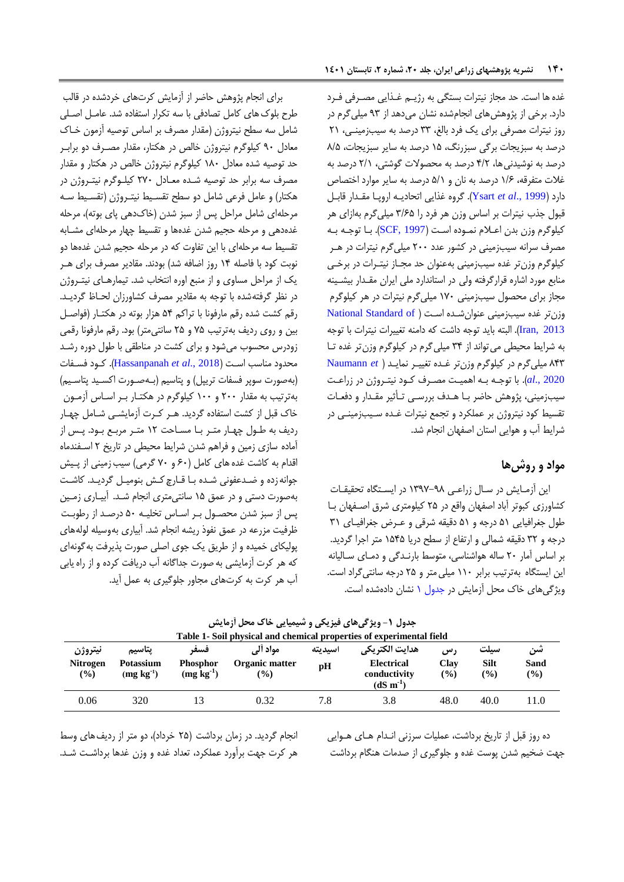غده ها است. حد مجاز نیترات بستگی به رژیـم غـذایی مصـرفی فـرد دارد. برخی از پژوهش‌های انجام‌شده نشان می‌دهد از ۹۳ میلی‌گرم در روز نیترات مصرفی برای یک فرد بالغ، ۳۳ درصد به سیب‌زمینـی، ۲۱ درصد به سبزیجات برگی سبزرنگ، ۱۵ درصد به سایر سبزیجات، ۸/۵ درصد به نوشیدنی‌ها، ۴/۲ درصد به محصولات گوشتی، ۲/۱ درصد به غلات متفرقه، ۱/۶ درصد به نان و ۵/۱ درصد به سایر موارد اختصاص دارد (Ysart *et al*., 1999). گروه غذایی اتحادیـه اروپـا مقـدار قابـل قبول جذب نیترات بر اساس وزن هر فرد را ۳/۶۵ میلی‌گرم به‌ازای هر کیلوگرم وزن بدن اعـلام نمـوده اسـت (SCF, 1997). بـا توجـه بـه مصرف سرانه سیب‌زمینی در کشور عدد ۲۰۰ میلی‌گرم نیترات در هـر کیلوگرم وزن‌تر غده سیب‌زمینی به‌عنوان حد مجـاز نیتـرات در برخـی منابع مورد اشاره قرارگرفته ولی در استاندارد ملی ایران مقـدار بیشـینه مجاز برای محصول سیب‌زمینی ۱۷۰ میلی‌گرم نیترات در هر کیلوگرم وزن‌تر غده سیب‌زمینی عنوان‌شـده اسـت (National Standard of Iran, 2013). البته باید توجه داشت که دامنه تغییرات نیترات با توجه به شرایط محیطی می‌تواند از ۳۴ میلی‌گرم در کیلوگرم وزن‌تر غده تـا ۸۴۳ میلی‌گرم در کیلوگرم وزن‌تر غـده تغییـر نمایـد (Naumann *et al*., 2020). با توجـه بـه اهمیـت مصـرف کـود نیتـروژن در زراعـت سیب‌زمینی، پژوهش حاضر بـا هـدف بررسـی تـأثیر مقـدار و دفعـات تقسیط کود نیتروژن بر عملکرد و تجمع نیترات غـده سـیب‌زمینـی در شرایط آب و هوایی استان اصفهان انجام شد.

## مواد و روش‌ها

این آزمـایش در سـال زراعـی ۹۸-۱۳۹۷ در ایسـتگاه تحقیقـات کشاورزی کبوتر آباد اصفهان واقع در ۲۵ کیلومتری شرق اصـفهان بـا طول جغرافیایی ۵۱ درجه و ۵۱ دقیقه شرقی و عـرض جغرافیـای ۳۱ درجه و ۳۲ دقیقه شمالی و ارتفاع از سطح دریا ۱۵۴۵ متر اجرا گردید. بر اساس آمار ۲۰ ساله هواشناسی، متوسط بارنـدگی و دمـای سـالیانه این ایستگاه به‌ترتیب برابر ۱۱۰ میلی‌متر و ۲۵ درجه سانتی‌گراد است. ویژگی‌های خاک محل آزمایش در جدول ۱ نشان داده‌شده است.

برای انجام پژوهش حاضر از آزمایش کرت‌های خردشده در قالب طرح بلوک‌های کامل تصادفی با سه تکرار استفاده شد. عامـل اصـلی شامل سه سطح نیتروژن (مقدار مصرف بر اساس توصیه آزمون خـاک معادل ۹۰ کیلوگرم نیتروژن خالص در هکتار، مقدار مصـرف دو برابـر حد توصیه شده معادل ۱۸۰ کیلوگرم نیتروژن خالص در هکتار و مقدار مصرف سه برابر حد توصیه شـده معـادل ۲۷۰ کیلـوگرم نیتـروژن در هکتار) و عامل فرعی شامل دو سطح تقسـیط نیتـروژن (تقسـیط سـه مرحله‌ای شامل مراحل پس از سبز شدن (خاک‌دهی پای بوته)، مرحله غده‌دهی و مرحله حجیم شدن غده‌ها و تقسیط چهار مرحله‌ای مشـابه تقسیط سه مرحله‌ای با این تفاوت که در مرحله حجیم شدن غده‌ها دو نوبت کود با فاصله ۱۴ روز اضافه شد) بودند. مقادیر مصرف برای هـر یک از مراحل مساوی و از منبع اوره انتخاب شد. تیمارهـای نیتـروژن در نظر گرفته‌شده با توجه به مقادیر مصرف کشاورزان لحـاظ گردیـد. رقم کشت شده رقم مارفونا با تراکم ۵۴ هزار بوته در هکتـار (فواصـل بین و روی ردیف به‌ترتیب ۷۵ و ۲۵ سانتی‌متر) بود. رقم مارفونا رقمی زودرس محسوب می‌شود و برای کشت در مناطقی با طول دوره رشـد محدود مناسب اسـت (Hassanpanah *et al*., 2018). کـود فسـفات (به‌صورت سوپر فسفات تریپل) و پتاسیم (بـه‌صـورت اکسـید پتاسـیم) به‌ترتیب به مقدار ۲۰۰ و ۱۰۰ کیلوگرم در هکتـار بـر اسـاس آزمـون خاک قبل از کشت استفاده گردید. هـر کـرت آزمایشـی شـامل چهـار ردیف به طـول چهـار متـر بـا مسـاحت ۱۲ متـر مربـع بـود. پـس از آماده سازی زمین و فراهم شدن شرایط محیطی در تاریخ ۲ اسـفندماه اقدام به کاشت غده های کامل (۶۰ و ۷۰ گرمی) سیب‌زمینی از پـیش جوانه‌زده و ضـدعفونی شـده بـا قـارچ کـش بنومیـل گردیـد. کاشـت به‌صورت دستی و در عمق ۱۵ سانتی‌متری انجام شـد. آبیـاری زمـین پس از سبز شدن محصـول بـر اسـاس تخلیـه ۵۰ درصـد از رطوبـت ظرفیت مزرعه در عمق نفوذ ریشه انجام شد. آبیاری به‌وسیله لوله‌های پولیکای خمیده و از طریق یک جوی اصلی صورت پذیرفت به‌گونه‌ای که هر کرت آزمایشی به صورت جداگانه آب دریافت کرده و از راه یابی آب هر کرت به کرت‌های مجاور جلوگیری به عمل آید.

**جدول ۱- ویژگی‌های فیزیکی و شیمیایی خاک محل آزمایش**

**Table 1- Soil physical and chemical properties of experimental field**

| شن Sand (%) | سیلت Silt (%) | رس Clay (%) | هدایت الکتریکی Electrical conductivity ($dS\ m^{-1}$) | اسیدیته pH | مواد آلی Organic matter (%) | فسفر Phosphor ($mg\ kg^{-1}$) | پتاسیم Potassium ($mg\ kg^{-1}$) | نیتروژن Nitrogen (%) |
|---|---|---|---|---|---|---|---|---|
| 11.0 | 40.0 | 48.0 | 3.8 | 7.8 | 0.32 | 13 | 320 | 0.06 |

ده روز قبل از تاریخ برداشت، عملیات سرزنی انـدام هـای هـوایی جهت ضخیم شدن پوست غده و جلوگیری از صدمات هنگام برداشت انجام گردید. در زمان برداشت (۲۵ خرداد)، دو متر از ردیف‌های وسط هر کرت جهت برآورد عملکرد، تعداد غده و وزن غدها برداشـت شـد.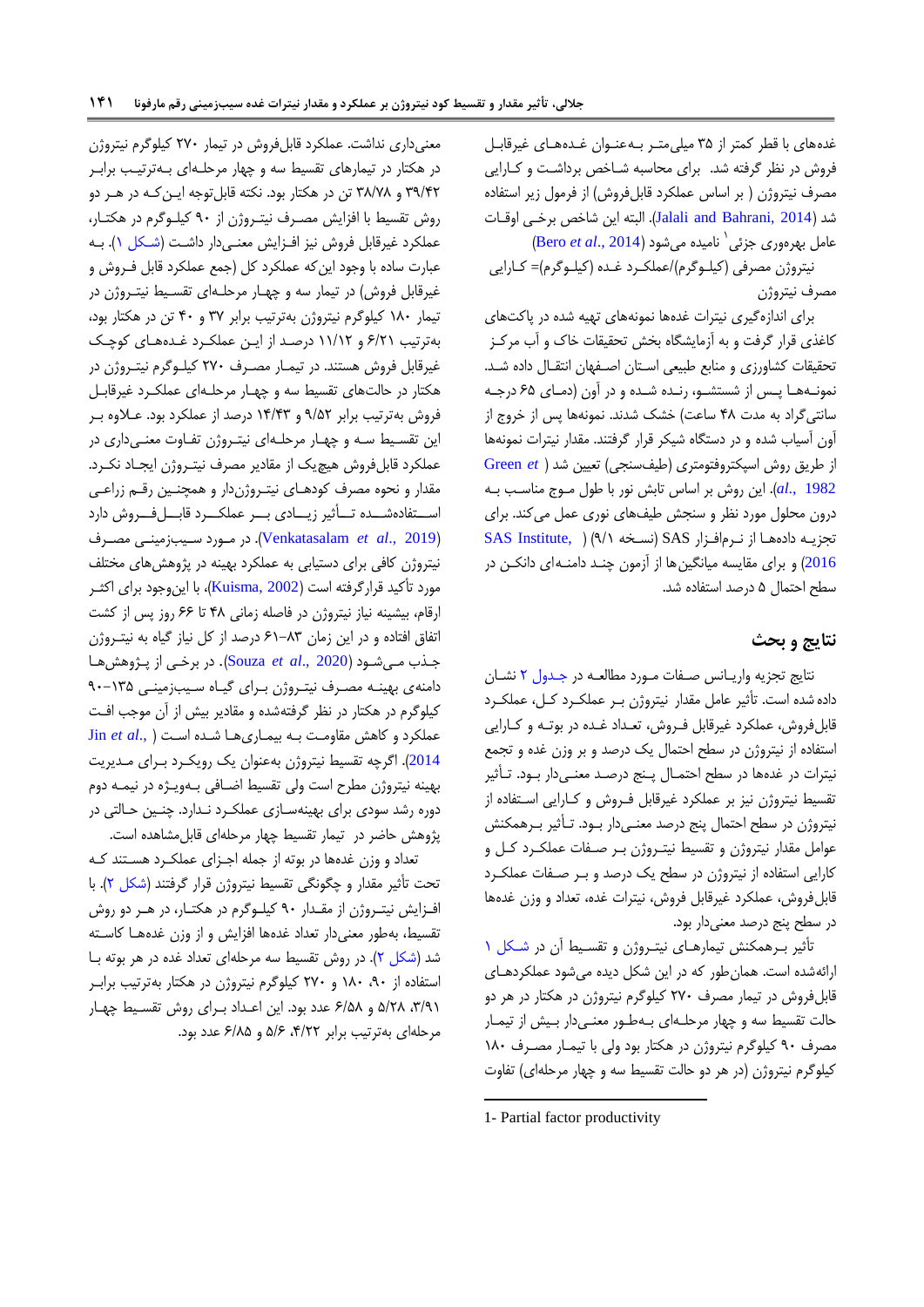غده‌های با قطر کمتر از ۳۵ میلی‌متر به‌عنوان غده‌های غیرقابل فروش در نظر گرفته شد. برای محاسبه شاخص برداشت و کارایی مصرف نیتروژن ( بر اساس عملکرد قابل‌فروش) از فرمول زیر استفاده شد (Jalali and Bahrani, 2014). البته این شاخص برخی اوقات عامل بهره‌وری جزئی[1] نامیده می‌شود (Bero *et al*., 2014)

نیتروژن مصرفی (کیلوگرم)/عملکرد غده (کیلوگرم)= کارایی مصرف نیتروژن

برای اندازه‌گیری نیترات غده‌ها نمونه‌های تهیه شده در پاکت‌های کاغذی قرار گرفت و به آزمایشگاه بخش تحقیقات خاک و آب مرکز تحقیقات کشاورزی و منابع طبیعی استان اصفهان انتقال داده شد. نمونه‌ها پس از شستشو، رنده شده و در آون (دمای ۶۵ درجه سانتی‌گراد به مدت ۴۸ ساعت) خشک شدند. نمونه‌ها پس از خروج از آون آسیاب شده و در دستگاه شیکر قرار گرفتند. مقدار نیترات نمونه‌ها از طریق روش اسپکتروفتومتری (طیف‌سنجی) تعیین شد ( Green *et al*., 1982). این روش بر اساس تابش نور با طول موج مناسب به درون محلول مورد نظر و سنجش طیف‌های نوری عمل می‌کند. برای تجزیه داده‌ها از نرم‌افزار SAS (نسخه ۹/۱) ( SAS Institute, 2016) و برای مقایسه میانگین‌ها از آزمون چند دامنه‌ای دانکن در سطح احتمال ۵ درصد استفاده شد.

## نتایج و بحث

نتایج تجزیه واریانس صفات مورد مطالعه در جدول ۲ نشان داده شده است. تأثیر عامل مقدار نیتروژن بر عملکرد کل، عملکرد قابل‌فروش، عملکرد غیرقابل فروش، تعداد غده در بوته و کارایی استفاده از نیتروژن در سطح احتمال یک درصد و بر وزن غده و تجمع نیترات در غده‌ها در سطح احتمال پنج درصد معنی‌دار بود. تأثیر تقسیط نیتروژن نیز بر عملکرد غیرقابل فروش و کارایی استفاده از نیتروژن در سطح احتمال پنج درصد معنی‌دار بود. تأثیر برهمکنش عوامل مقدار نیتروژن و تقسیط نیتروژن بر صفات عملکرد کل و کارایی استفاده از نیتروژن در سطح یک درصد و بر صفات عملکرد قابل‌فروش، عملکرد غیرقابل فروش، نیترات غده، تعداد و وزن غده‌ها در سطح پنج درصد معنی‌دار بود.

تأثیر برهمکنش تیمارهای نیتروژن و تقسیط آن در شکل ۱ ارائه‌شده است. همان‌طور که در این شکل دیده می‌شود عملکردهای قابل‌فروش در تیمار مصرف ۲۷۰ کیلوگرم نیتروژن در هکتار در هر دو حالت تقسیط سه و چهار مرحله‌ای به‌طور معنی‌دار بیش از تیمار مصرف ۹۰ کیلوگرم نیتروژن در هکتار بود ولی با تیمار مصرف ۱۸۰ کیلوگرم نیتروژن (در هر دو حالت تقسیط سه و چهار مرحله‌ای) تفاوت معنی‌داری نداشت. عملکرد قابل‌فروش در تیمار ۲۷۰ کیلوگرم نیتروژن در هکتار در تیمارهای تقسیط سه و چهار مرحله‌ای به‌ترتیب برابر ۳۹/۴۲ و ۳۸/۷۸ تن در هکتار بود. نکته قابل‌توجه این‌که در هر دو روش تقسیط با افزایش مصرف نیتروژن از ۹۰ کیلوگرم در هکتار، عملکرد غیرقابل فروش نیز افزایش معنی‌دار داشت (شکل ۱). به عبارت ساده با وجود این‌که عملکرد کل (جمع عملکرد قابل فروش و غیرقابل فروش) در تیمار سه و چهار مرحله‌ای تقسیط نیتروژن در تیمار ۱۸۰ کیلوگرم نیتروژن به‌ترتیب برابر ۳۷ و ۴۰ تن در هکتار بود، به‌ترتیب ۶/۲۱ و ۱۱/۱۲ درصد از این عملکرد غده‌های کوچک غیرقابل فروش هستند. در تیمار مصرف ۲۷۰ کیلوگرم نیتروژن در هکتار در حالت‌های تقسیط سه و چهار مرحله‌ای عملکرد غیرقابل فروش به‌ترتیب برابر ۹/۵۲ و ۱۴/۴۳ درصد از عملکرد بود. علاوه بر این تقسیط سه و چهار مرحله‌ای نیتروژن تفاوت معنی‌داری در عملکرد قابل‌فروش هیچ‌یک از مقادیر مصرف نیتروژن ایجاد نکرد. مقدار و نحوه مصرف کودهای نیتروژن‌دار و همچنین رقم زراعی استفاده‌شده تأثیر زیادی بر عملکرد قابل‌فروش دارد (Venkatasalam *et al*., 2019). در مورد سیب‌زمینی مصرف نیتروژن کافی برای دستیابی به عملکرد بهینه در پژوهش‌های مختلف مورد تأکید قرارگرفته است (Kuisma, 2002)، با این‌وجود برای اکثر ارقام، بیشینه نیاز نیتروژن در فاصله زمانی ۴۸ تا ۶۶ روز پس از کشت اتفاق افتاده و در این زمان ۸۳–۶۱ درصد از کل نیاز گیاه به نیتروژن جذب می‌شود (Souza *et al*., 2020). در برخی از پژوهش‌ها دامنه‌ی بهینه مصرف نیتروژن برای گیاه سیب‌زمینی ۱۳۵–۹۰ کیلوگرم در هکتار در نظر گرفته‌شده و مقادیر بیش از آن موجب افت عملکرد و کاهش مقاومت به بیماری‌ها شده است ( Jin *et al*., 2014). اگرچه تقسیط نیتروژن به‌عنوان یک رویکرد برای مدیریت بهینه نیتروژن مطرح است ولی تقسیط اضافی به‌ویژه در نیمه دوم دوره رشد سودی برای بهینه‌سازی عملکرد ندارد. چنین حالتی در پژوهش حاضر در تیمار تقسیط چهار مرحله‌ای قابل‌مشاهده است.

تعداد و وزن غده‌ها در بوته از جمله اجزای عملکرد هستند که تحت تأثیر مقدار و چگونگی تقسیط نیتروژن قرار گرفتند (شکل ۲). با افزایش نیتروژن از مقدار ۹۰ کیلوگرم در هکتار، در هر دو روش تقسیط، به‌طور معنی‌دار تعداد غده‌ها افزایش و از وزن غده‌ها کاسته شد (شکل ۲). در روش تقسیط سه مرحله‌ای تعداد غده در هر بوته با استفاده از ۹۰، ۱۸۰ و ۲۷۰ کیلوگرم نیتروژن در هکتار به‌ترتیب برابر ۳/۹۱، ۵/۲۸ و ۶/۵۸ عدد بود. این اعداد برای روش تقسیط چهار مرحله‌ای به‌ترتیب برابر ۴/۲۲، ۵/۶ و ۶/۸۵ عدد بود.

---

1- Partial factor productivity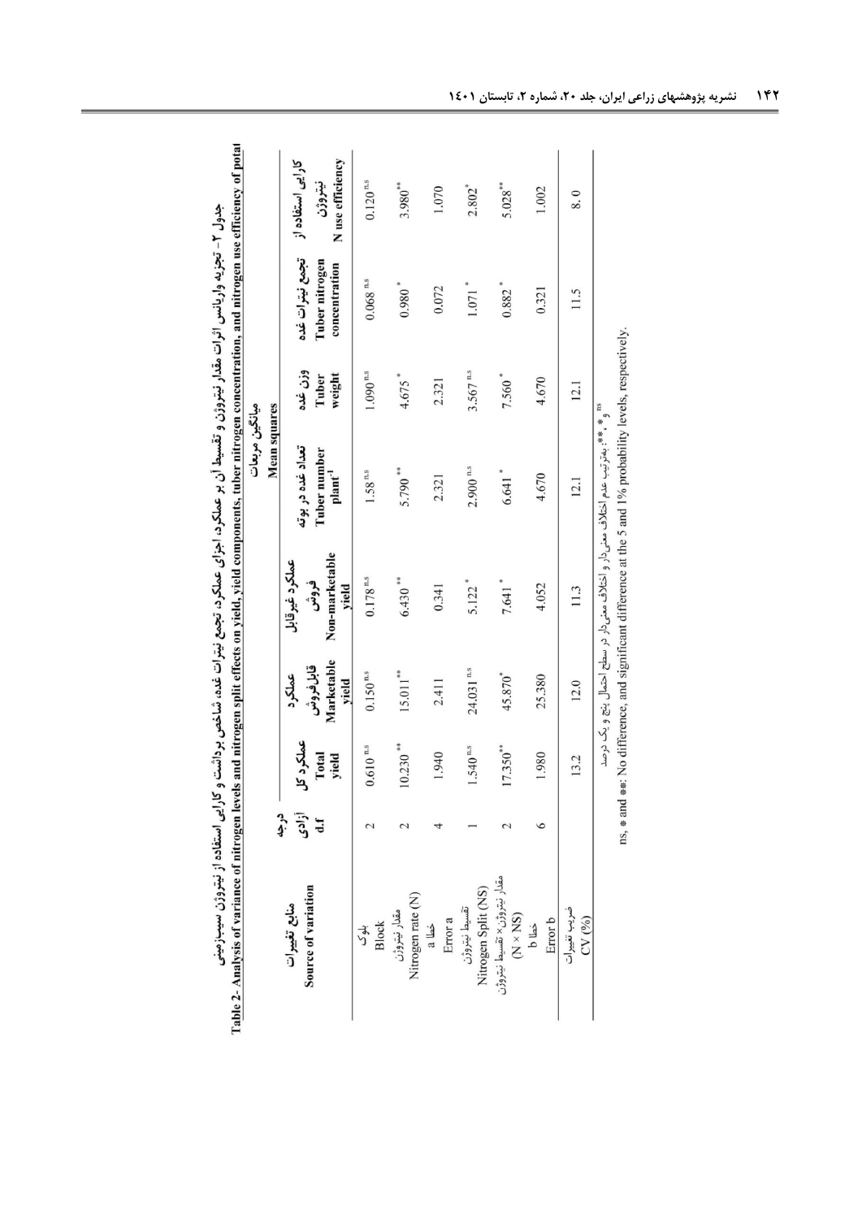جدول ۲- تجزیه واریانس اثرات مقدار نیتروژن و تقسیط آن بر عملکرد، اجزای عملکرد، تجمع نیترات غده، شاخص برداشت و کارایی استفاده از نیتروژن سیب‌زمینی

Table 2- Analysis of variance of nitrogen levels and nitrogen split effects on yield, yield components, tuber nitrogen concentration, and nitrogen use efficiency of potat

| منابع تغییرات Source of variation | درجه آزادی d.f | میانگین مربعات Mean squares | | | | | | |
|---|---|---|---|---|---|---|---|---|
| | | عملکرد کل Total yield | عملکرد قابل‌فروش Marketable yield | عملکرد غیرقابل فروش Non-marketable yield | تعداد غده در بوته Tuber number plant$^{-1}$ | وزن غده Tuber weight | تجمع نیترات غده Tuber nitrogen concentration | کارایی استفاده از نیتروژن N use efficiency |
| بلوک Block | 2 | 0.610 $^{n.s}$ | 0.150 $^{n.s}$ | 0.178 $^{n.s}$ | 1.58 $^{n.s}$ | 1.090 $^{n.s}$ | 0.068 $^{n.s}$ | 0.120 $^{n.s}$ |
| مقدار نیتروژن Nitrogen rate (N) | 2 | 10.230 $^{**}$ | 15.011 $^{**}$ | 6.430 $^{**}$ | 5.790 $^{**}$ | 4.675 $^{*}$ | 0.980 $^{*}$ | 3.980 $^{**}$ |
| خطا a Error a | 4 | 1.940 | 2.411 | 0.341 | 2.321 | 2.321 | 0.072 | 1.070 |
| تقسیط نیتروژن Nitrogen Split (NS) | 1 | 1.540 $^{n.s}$ | 24.031 $^{n.s}$ | 5.122 $^{*}$ | 2.900 $^{n.s}$ | 3.567 $^{n.s}$ | 1.071 $^{*}$ | 2.802 $^{*}$ |
| مقدار نیتروژن× تقسیط نیتروژن (N × NS) | 2 | 17.350 $^{**}$ | 45.870 $^{*}$ | 7.641 $^{*}$ | 6.641 $^{*}$ | 7.560 $^{*}$ | 0.882 $^{*}$ | 5.028 $^{**}$ |
| خطا b Error b | 6 | 1.980 | 25.380 | 4.052 | 4.670 | 4.670 | 0.321 | 1.002 |
| ضریب تغییرات CV (%) | | 13.2 | 12.0 | 11.3 | 12.1 | 12.1 | 11.5 | 8. 0 |

ns و *، **: به‌ترتیب عدم اختلاف معنی‌دار و اختلاف معنی‌دار در سطح احتمال پنج و یک درصد

ns, * and **: No difference, and significant difference at the 5 and 1% probability levels, respectively.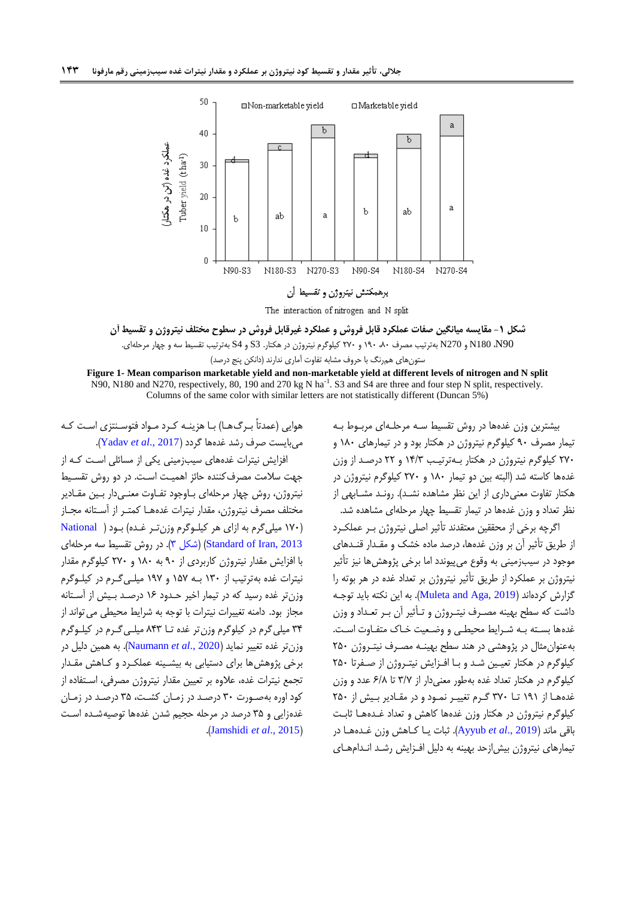شکل ۱- مقایسه میانگین صفات عملکرد قابل فروش و عملکرد غیرقابل فروش در سطوح مختلف نیتروژن و تقسیط آن

N90، N180 و N270 به‌ترتیب مصرف ۸۰، ۱۹۰ و ۲۷۰ کیلوگرم نیتروژن در هکتار. S3 و S4 به‌ترتیب تقسیط سه و چهار مرحله‌ای.

ستون‌های هم‌رنگ با حروف مشابه تفاوت آماری ندارند (دانکن پنج درصد)

**Figure 1- Mean comparison marketable yield and non-marketable yield at different levels of nitrogen and N split**

N90, N180 and N270, respectively, 80, 190 and 270 kg N ha$^{-1}$. S3 and S4 are three and four step N split, respectively.
Columns of the same color with similar letters are not statistically different (Duncan 5%)

بیشترین وزن غده‌ها در روش تقسیط سه مرحله‌ای مربوط به تیمار مصرف ۹۰ کیلوگرم نیتروژن در هکتار بود و در تیمارهای ۱۸۰ و ۲۷۰ کیلوگرم نیتروژن در هکتار به‌ترتیب ۱۴/۳ و ۲۲ درصد از وزن غده‌ها کاسته شد (البته بین دو تیمار ۱۸۰ و ۲۷۰ کیلوگرم نیتروژن در هکتار تفاوت معنی‌داری از این نظر مشاهده نشد). روند مشابهی از نظر تعداد و وزن غده‌ها در تیمار تقسیط چهار مرحله‌ای مشاهده شد.

اگرچه برخی از محققین معتقدند تأثیر اصلی نیتروژن بر عملکرد از طریق تأثیر آن بر وزن غده‌ها، درصد ماده خشک و مقدار قندهای موجود در سیب‌زمینی به وقوع می‌پیوندد اما برخی پژوهش‌ها نیز تأثیر نیتروژن بر عملکرد از طریق تأثیر نیتروژن بر تعداد غده در هر بوته را گزارش کرده‌اند (Muleta and Aga, 2019). به این نکته باید توجه داشت که سطح بهینه مصرف نیتروژن و تأثیر آن بر تعداد و وزن غده‌ها بسته به شرایط محیطی و وضعیت خاک متفاوت است. به‌عنوان‌مثال در پژوهشی در هند سطح بهینه مصرف نیتروژن ۲۵۰ کیلوگرم در هکتار تعیین شد و با افزایش نیتروژن از صفر تا ۲۵۰ کیلوگرم در هکتار تعداد غده به‌طور معنی‌دار از ۳/۷ تا ۶/۸ عدد و وزن غده‌ها از ۱۹۱ تا ۳۷۰ گرم تغییر نمود و در مقادیر بیش از ۲۵۰ کیلوگرم نیتروژن در هکتار وزن غده‌ها کاهش و تعداد غده‌ها ثابت باقی ماند (Ayyub *et al*., 2019). ثبات یا کاهش وزن غده‌ها در تیمارهای نیتروژن بیش‌ازحد بهینه به دلیل افزایش رشد اندام‌های هوایی (عمدتاً برگ‌ها) با هزینه کرد مواد فتوسنتزی است که می‌بایست صرف رشد غده‌ها گردد (Yadav *et al*., 2017).

افزایش نیترات غده‌های سیب‌زمینی یکی از مسائلی است که از جهت سلامت مصرف‌کننده حائز اهمیت است. در دو روش تقسیط نیتروژن، روش چهار مرحله‌ای باوجود تفاوت معنی‌دار بین مقادیر مختلف مصرف نیتروژن، مقدار نیترات غده‌ها کمتر از آستانه مجاز (۱۷۰ میلی‌گرم به ازای هر کیلوگرم وزن‌تر غده) بود (National Standard of Iran, 2013) (شکل ۳). در روش تقسیط سه مرحله‌ای با افزایش مقدار نیتروژن کاربردی از ۹۰ به ۱۸۰ و ۲۷۰ کیلوگرم مقدار نیترات غده به‌ترتیب از ۱۳۰ به ۱۵۷ و ۱۹۷ میلی‌گرم در کیلوگرم وزن‌تر غده رسید که در تیمار اخیر حدود ۱۶ درصد بیش از آستانه مجاز بود. دامنه تغییرات نیترات با توجه به شرایط محیطی می‌تواند از ۳۴ میلی‌گرم در کیلوگرم وزن‌تر غده تا ۸۴۳ میلی‌گرم در کیلوگرم وزن‌تر غده تغییر نماید (Naumann *et al*., 2020). به همین دلیل در برخی پژوهش‌ها برای دستیابی به بیشینه عملکرد و کاهش مقدار تجمع نیترات غده، علاوه بر تعیین مقدار نیتروژن مصرفی، استفاده از کود اوره به‌صورت ۳۰ درصد در زمان کشت، ۳۵ درصد در زمان غده‌زایی و ۳۵ درصد در مرحله حجیم شدن غده‌ها توصیه‌شده است (Jamshidi *et al*., 2015).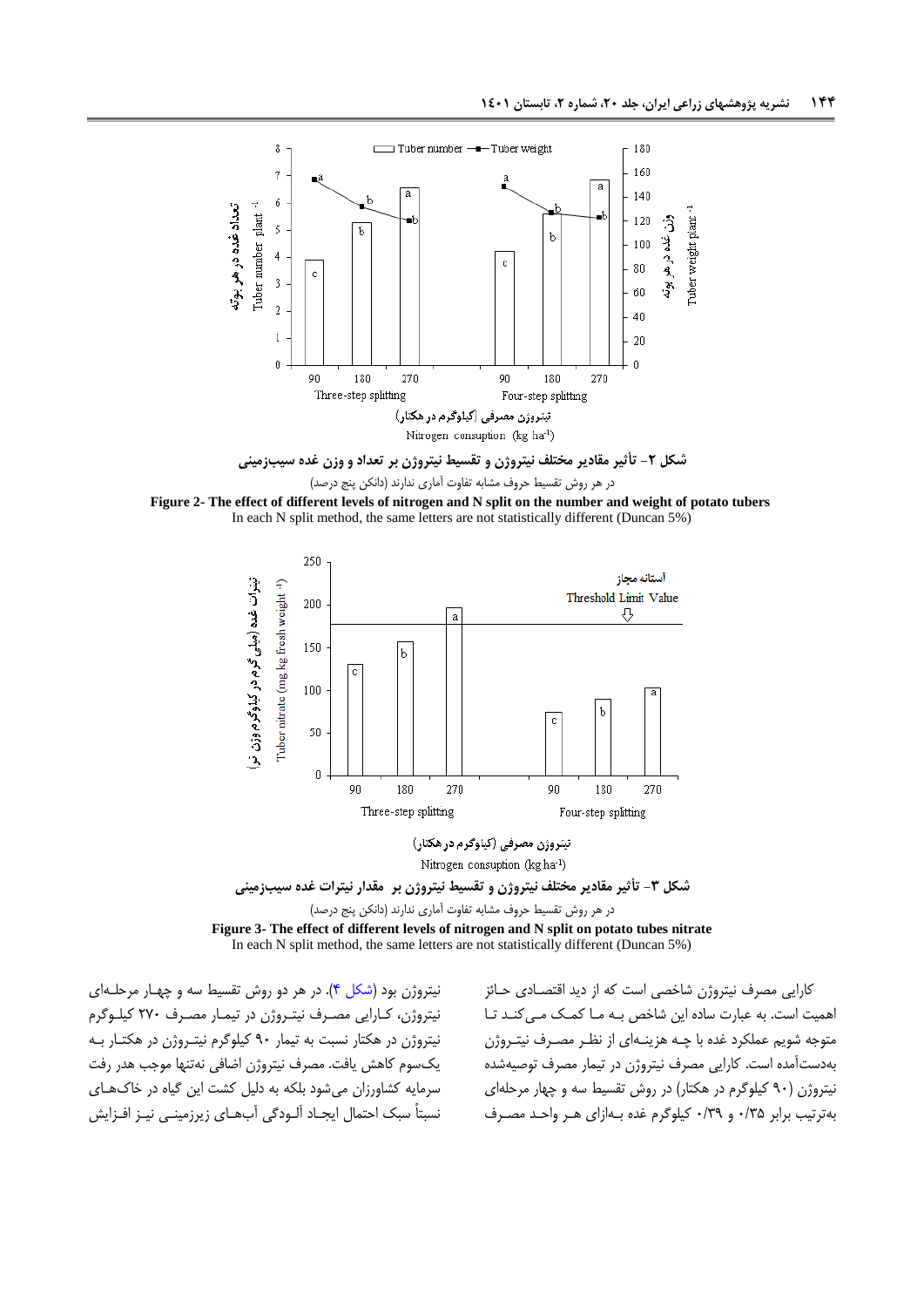شکل ۲- تأثیر مقادیر مختلف نیتروژن و تقسیط نیتروژن بر تعداد و وزن غده سیب‌زمینی

در هر روش تقسیط حروف مشابه تفاوت آماری ندارند (دانکن پنج درصد)

**Figure 2- The effect of different levels of nitrogen and N split on the number and weight of potato tubers**

In each N split method, the same letters are not statistically different (Duncan 5%)

شکل ۳- تأثیر مقادیر مختلف نیتروژن و تقسیط نیتروژن بر مقدار نیترات غده سیب‌زمینی

در هر روش تقسیط حروف مشابه تفاوت آماری ندارند (دانکن پنج درصد)

**Figure 3- The effect of different levels of nitrogen and N split on potato tubes nitrate**

In each N split method, the same letters are not statistically different (Duncan 5%)

کارایی مصرف نیتروژن شاخصی است که از دید اقتصادی حائز اهمیت است. به عبارت ساده این شاخص به ما کمک می‌کند تا متوجه شویم عملکرد غده با چه هزینه‌ای از نظر مصرف نیتروژن به‌دست‌آمده است. کارایی مصرف نیتروژن در تیمار مصرف توصیه‌شده نیتروژن (۹۰ کیلوگرم در هکتار) در روش تقسیط سه و چهار مرحله‌ای به‌ترتیب برابر ۰/۳۵ و ۰/۳۹ کیلوگرم غده به‌ازای هر واحد مصرف نیتروژن بود (شکل ۴). در هر دو روش تقسیط سه و چهار مرحله‌ای نیتروژن، کارایی مصرف نیتروژن در تیمار مصرف ۲۷۰ کیلوگرم نیتروژن در هکتار نسبت به تیمار ۹۰ کیلوگرم نیتروژن در هکتار به یک‌سوم کاهش یافت. مصرف نیتروژن اضافی نه‌تنها موجب هدر رفت سرمایه کشاورزان می‌شود بلکه به دلیل کشت این گیاه در خاک‌های نسبتاً سبک احتمال ایجاد آلودگی آب‌های زیرزمینی نیز افزایش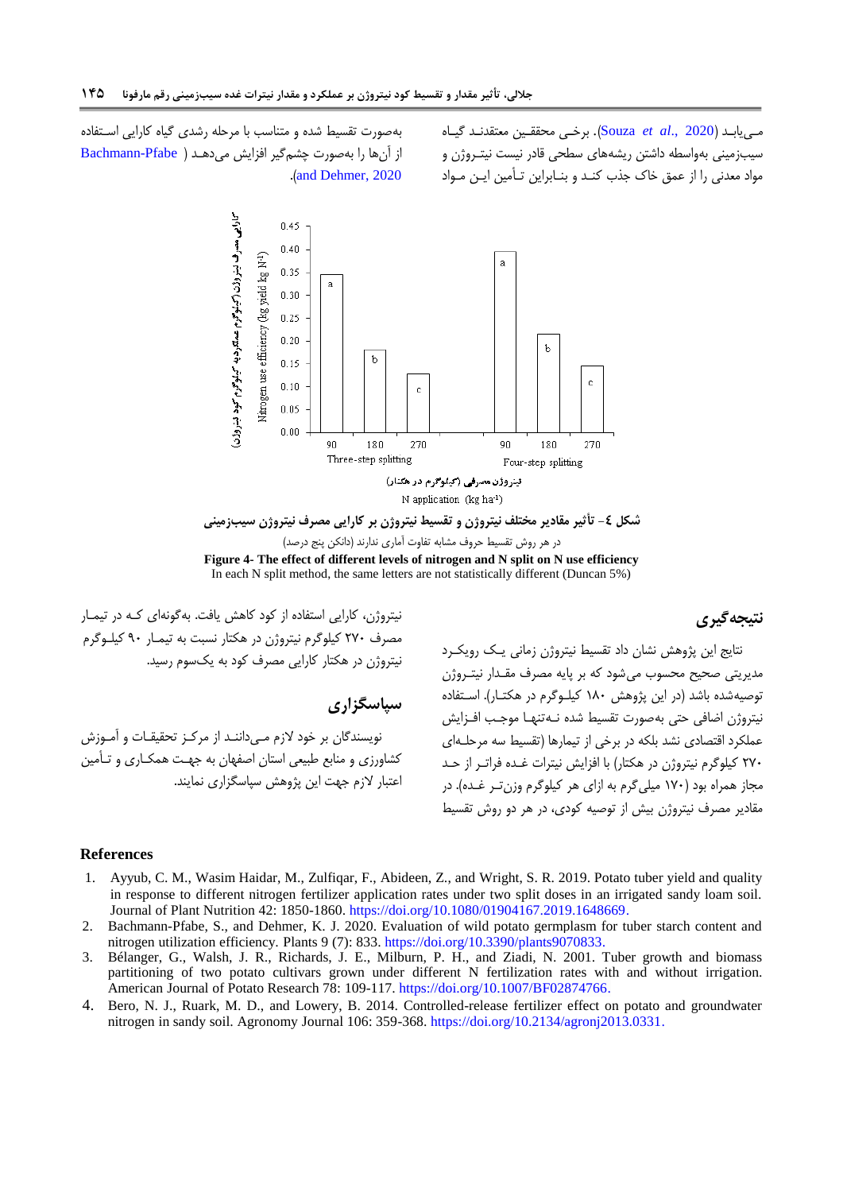مـی‌یابـد (Souza *et al.*, 2020). برخـی محققـین معتقدنـد گیـاه سیب‌زمینی به‌واسطه داشتن ریشه‌های سطحی قادر نیست نیتـروژن و مواد معدنی را از عمق خاک جذب کنـد و بنـابراین تـأمین ایـن مـواد به‌صورت تقسیط شده و متناسب با مرحله رشدی گیاه کارایی اسـتفاده از آن‌ها را به‌صورت چشم‌گیر افزایش می‌دهـد (Bachmann-Pfabe and Dehmer, 2020).

شکل ٤- تأثیر مقادیر مختلف نیتروژن و تقسیط نیتروژن بر کارایی مصرف نیتروژن سیب‌زمینی

در هر روش تقسیط حروف مشابه تفاوت آماری ندارند (دانکن پنج درصد)

**Figure 4- The effect of different levels of nitrogen and N split on N use efficiency**

In each N split method, the same letters are not statistically different (Duncan 5%)

## نتیجه‌گیری

نتایج این پژوهش نشان داد تقسیط نیتروژن زمانی یـک رویکـرد مدیریتی صحیح محسوب می‌شود که بر پایه مصرف مقـدار نیتـروژن توصیه‌شده باشد (در این پژوهش ۱۸۰ کیلـوگرم در هکتـار). اسـتفاده نیتروژن اضافی حتی به‌صورت تقسیط شده نـه‌تنها موجـب افـزایش عملکرد اقتصادی نشد بلکه در برخی از تیمارها (تقسیط سه مرحلـه‌ای ۲۷۰ کیلوگرم نیتروژن در هکتار) با افزایش نیترات غـده فراتـر از حـد مجاز همراه بود (۱۷۰ میلی‌گرم به ازای هر کیلوگرم وزن‌تـر غـده). در مقادیر مصرف نیتروژن بیش از توصیه کودی، در هر دو روش تقسیط نیتروژن، کارایی استفاده از کود کاهش یافت. به‌گونه‌ای کـه در تیمـار مصرف ۲۷۰ کیلوگرم نیتروژن در هکتار نسبت به تیمـار ۹۰ کیلـوگرم نیتروژن در هکتار کارایی مصرف کود به یک‌سوم رسید.

## سپاسگزاری

نویسندگان بر خود لازم مـی‌داننـد از مرکـز تحقیقـات و آمـوزش کشاورزی و منابع طبیعی استان اصفهان به جهـت همکـاری و تـأمین اعتبار لازم جهت این پژوهش سپاسگزاری نمایند.

## References

1. Ayyub, C. M., Wasim Haidar, M., Zulfiqar, F., Abideen, Z., and Wright, S. R. 2019. Potato tuber yield and quality in response to different nitrogen fertilizer application rates under two split doses in an irrigated sandy loam soil. Journal of Plant Nutrition 42: 1850-1860. https://doi.org/10.1080/01904167.2019.1648669.
2. Bachmann-Pfabe, S., and Dehmer, K. J. 2020. Evaluation of wild potato germplasm for tuber starch content and nitrogen utilization efficiency. Plants 9 (7): 833. https://doi.org/10.3390/plants9070833.
3. Bélanger, G., Walsh, J. R., Richards, J. E., Milburn, P. H., and Ziadi, N. 2001. Tuber growth and biomass partitioning of two potato cultivars grown under different N fertilization rates with and without irrigation. American Journal of Potato Research 78: 109-117. https://doi.org/10.1007/BF02874766.
4. Bero, N. J., Ruark, M. D., and Lowery, B. 2014. Controlled-release fertilizer effect on potato and groundwater nitrogen in sandy soil. Agronomy Journal 106: 359-368. https://doi.org/10.2134/agronj2013.0331.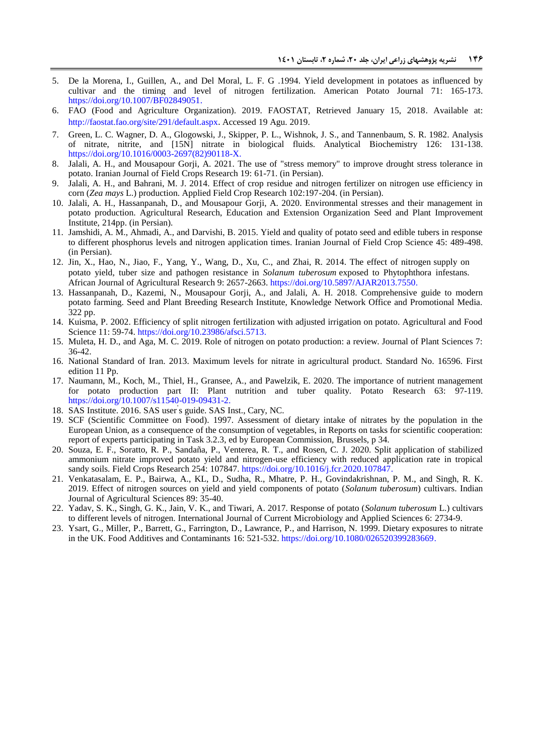5. De la Morena, I., Guillen, A., and Del Moral, L. F. G .1994. Yield development in potatoes as influenced by cultivar and the timing and level of nitrogen fertilization. American Potato Journal 71: 165-173. https://doi.org/10.1007/BF02849051.
6. FAO (Food and Agriculture Organization). 2019. FAOSTAT, Retrieved January 15, 2018. Available at: http://faostat.fao.org/site/291/default.aspx. Accessed 19 Agu. 2019.
7. Green, L. C. Wagner, D. A., Glogowski, J., Skipper, P. L., Wishnok, J. S., and Tannenbaum, S. R. 1982. Analysis of nitrate, nitrite, and [15N] nitrate in biological fluids. Analytical Biochemistry 126: 131-138. https://doi.org/10.1016/0003-2697(82)90118-X.
8. Jalali, A. H., and Mousapour Gorji, A. 2021. The use of "stress memory" to improve drought stress tolerance in potato. Iranian Journal of Field Crops Research 19: 61-71. (in Persian).
9. Jalali, A. H., and Bahrani, M. J. 2014. Effect of crop residue and nitrogen fertilizer on nitrogen use efficiency in corn (*Zea mays* L.) production. Applied Field Crop Research 102:197-204. (in Persian).
10. Jalali, A. H., Hassanpanah, D., and Mousapour Gorji, A. 2020. Environmental stresses and their management in potato production. Agricultural Research, Education and Extension Organization Seed and Plant Improvement Institute, 214pp. (in Persian).
11. Jamshidi, A. M., Ahmadi, A., and Darvishi, B. 2015. Yield and quality of potato seed and edible tubers in response to different phosphorus levels and nitrogen application times. Iranian Journal of Field Crop Science 45: 489-498. (in Persian).
12. Jin, X., Hao, N., Jiao, F., Yang, Y., Wang, D., Xu, C., and Zhai, R. 2014. The effect of nitrogen supply on potato yield, tuber size and pathogen resistance in *Solanum tuberosum* exposed to Phytophthora infestans. African Journal of Agricultural Research 9: 2657-2663. https://doi.org/10.5897/AJAR2013.7550.
13. Hassanpanah, D., Kazemi, N., Mousapour Gorji, A., and Jalali, A. H. 2018. Comprehensive guide to modern potato farming. Seed and Plant Breeding Research Institute, Knowledge Network Office and Promotional Media. 322 pp.
14. Kuisma, P. 2002. Efficiency of split nitrogen fertilization with adjusted irrigation on potato. Agricultural and Food Science 11: 59-74. https://doi.org/10.23986/afsci.5713.
15. Muleta, H. D., and Aga, M. C. 2019. Role of nitrogen on potato production: a review. Journal of Plant Sciences 7: 36-42.
16. National Standard of Iran. 2013. Maximum levels for nitrate in agricultural product. Standard No. 16596. First edition 11 Pp.
17. Naumann, M., Koch, M., Thiel, H., Gransee, A., and Pawelzik, E. 2020. The importance of nutrient management for potato production part II: Plant nutrition and tuber quality. Potato Research 63: 97-119. https://doi.org/10.1007/s11540-019-09431-2.
18. SAS Institute. 2016. SAS user`s guide. SAS Inst., Cary, NC.
19. SCF (Scientific Committee on Food). 1997. Assessment of dietary intake of nitrates by the population in the European Union, as a consequence of the consumption of vegetables, in Reports on tasks for scientific cooperation: report of experts participating in Task 3.2.3, ed by European Commission, Brussels, p 34.
20. Souza, E. F., Soratto, R. P., Sandaña, P., Venterea, R. T., and Rosen, C. J. 2020. Split application of stabilized ammonium nitrate improved potato yield and nitrogen-use efficiency with reduced application rate in tropical sandy soils. Field Crops Research 254: 107847. https://doi.org/10.1016/j.fcr.2020.107847.
21. Venkatasalam, E. P., Bairwa, A., KL, D., Sudha, R., Mhatre, P. H., Govindakrishnan, P. M., and Singh, R. K. 2019. Effect of nitrogen sources on yield and yield components of potato (*Solanum tuberosum*) cultivars. Indian Journal of Agricultural Sciences 89: 35-40.
22. Yadav, S. K., Singh, G. K., Jain, V. K., and Tiwari, A. 2017. Response of potato (*Solanum tuberosum* L.) cultivars to different levels of nitrogen. International Journal of Current Microbiology and Applied Sciences 6: 2734-9.
23. Ysart, G., Miller, P., Barrett, G., Farrington, D., Lawrance, P., and Harrison, N. 1999. Dietary exposures to nitrate in the UK. Food Additives and Contaminants 16: 521-532. https://doi.org/10.1080/026520399283669.